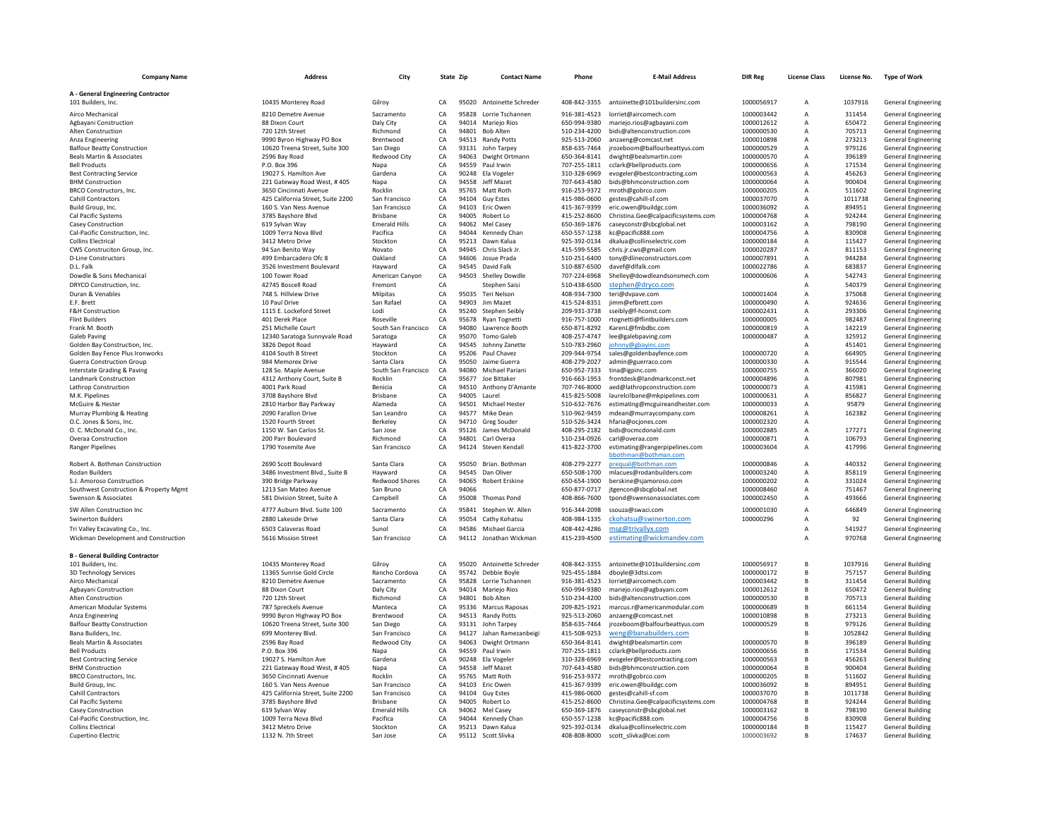| Company Name | Address | City | State | Zip | Contact Name | Phone | E-Mail Address | DIR Reg | License Class | License No. | Type of Work |
|---|---|---|---|---|---|---|---|---|---|---|---|
| **A - General Engineering Contractor** | | | | | | | | | | | |
| 101 Builders, Inc. | 10435 Monterey Road | Gilroy | CA | 95020 | Antoinette Schreder | 408-842-3355 | antoinette@101buildersinc.com | 1000056917 | A | 1037916 | General Engineering |
| Airco Mechanical | 8210 Demetre Avenue | Sacramento | CA | 95828 | Lorrie Tschannen | 916-381-4523 | lorriet@aircomech.com | 1000003442 | A | 311454 | General Engineering |
| Agbayani Construction | 88 Dixon Court | Daly City | CA | 94014 | Mariejo Rios | 650-994-9380 | mariejo.rios@agbayani.com | 1000012612 | A | 650472 | General Engineering |
| Alten Construction | 720 12th Street | Richmond | CA | 94801 | Bob Alten | 510-234-4200 | bids@altenconstruction.com | 1000000530 | A | 705713 | General Engineering |
| Anza Engineering | 9990 Byron Highway PO Box | Brentwood | CA | 94513 | Randy Potts | 925-513-2060 | anzaeng@comcast.net | 1000010898 | A | 273213 | General Engineering |
| Balfour Beatty Construction | 10620 Treena Street, Suite 300 | San Diego | CA | 93131 | John Tarpey | 858-635-7464 | jrozeboom@balfourbeattyus.com | 1000000529 | A | 979126 | General Engineering |
| Beals Martin & Associates | 2596 Bay Road | Redwood City | CA | 94063 | Dwight Ortmann | 650-364-8141 | dwight@bealsmartin.com | 1000000570 | A | 396189 | General Engineering |
| Bell Products | P.O. Box 396 | Napa | CA | 94559 | Paul Irwin | 707-255-1811 | cclark@bellproducts.com | 1000000656 | A | 171534 | General Engineering |
| Best Contracting Service | 19027 S. Hamilton Ave | Gardena | CA | 90248 | Ela Vogeler | 310-328-6969 | evogeler@bestcontracting.com | 1000000563 | A | 456263 | General Engineering |
| BHM Construction | 221 Gateway Road West, # 405 | Napa | CA | 94558 | Jeff Mazet | 707-643-4580 | bids@bhmconstruction.com | 1000000064 | A | 900404 | General Engineering |
| BRCO Constructors, Inc. | 3650 Cincinnati Avenue | Rocklin | CA | 95765 | Matt Roth | 916-253-9372 | mroth@gobrco.com | 1000000205 | A | 511602 | General Engineering |
| Cahill Contractors | 425 California Street, Suite 2200 | San Francisco | CA | 94104 | Guy Estes | 415-986-0600 | gestes@cahill-sf.com | 1000037070 | A | 1011738 | General Engineering |
| Build Group, Inc. | 160 S. Van Ness Avenue | San Francisco | CA | 94103 | Eric Owen | 415-367-9399 | eric.owen@buildgc.com | 1000036092 | A | 894951 | General Engineering |
| Cal Pacific Systems | 3785 Bayshore Blvd | Brisbane | CA | 94005 | Robert Lo | 415-252-8600 | Christina.Gee@calpacificsystems.com | 1000004768 | A | 924244 | General Engineering |
| Casey Construction | 619 Sylvan Way | Emerald Hills | CA | 94062 | Mel Casey | 650-369-1876 | caseyconstr@sbcglobal.net | 1000003162 | A | 798190 | General Engineering |
| Cal-Pacific Construction, Inc. | 1009 Terra Nova Blvd | Pacifica | CA | 94044 | Kennedy Chan | 650-557-1238 | kc@pacific888.com | 1000004756 | A | 830908 | General Engineering |
| Collins Electrical | 3412 Metro Drive | Stockton | CA | 95213 | Dawn Kalua | 925-392-0134 | dkalua@collinselectric.com | 1000000184 | A | 115427 | General Engineering |
| CWS Construciton Group, Inc. | 94 San Benito Way | Novato | CA | 94945 | Chris Slack Jr. | 415-599-5585 | chris.jr.cws@gmail.com | 1000020287 | A | 811153 | General Engineering |
| D-Line Constructors | 499 Embarcadero Ofc 8 | Oakland | CA | 94606 | Josue Prada | 510-251-6400 | tony@dlineconstructors.com | 1000007891 | A | 944284 | General Engineering |
| D.L. Falk | 3526 Investment Boulevard | Hayward | CA | 94545 | David Falk | 510-887-6500 | davef@dlfalk.com | 1000022786 | A | 683837 | General Engineering |
| Dowdle & Sons Mechanical | 100 Tower Road | American Canyon | CA | 94503 | Shelley Dowdle | 707-224-6968 | Shelley@dowdleandsonsmech.com | 1000000606 | A | 542743 | General Engineering |
| DRYCO Construction, Inc. | 42745 Boscell Road | Fremont | CA | | Stephen Saisi | 510-438-6500 | stephen@dryco.com | | A | 540379 | General Engineering |
| Duran & Venables | 748 S. Hillview Drive | Milpitas | CA | 95035 | Teri Nelson | 408-934-7300 | teri@dvpave.com | 1000001404 | A | 375068 | General Engineering |
| E.F. Brett | 10 Paul Drive | San Rafael | CA | 94903 | Jim Mazet | 415-524-8351 | jimm@efbrett.com | 1000000490 | A | 924636 | General Engineering |
| F&H Construction | 1115 E. Lockeford Street | Lodi | CA | 95240 | Stephen Seibly | 209-931-3738 | sseibly@f-hconst.com | 1000002431 | A | 293306 | General Engineering |
| Flint Builders | 401 Derek Place | Roseville | CA | 95678 | Ryan Tognetti | 916-757-1000 | rtognetti@flintbuilders.com | 1000000005 | A | 982487 | General Engineering |
| Frank M. Booth | 251 Michelle Court | South San Francisco | CA | 94080 | Lawrence Booth | 650-871-8292 | KarenL@fmbdbc.com | 1000000819 | A | 142219 | General Engineering |
| Galeb Paving | 12340 Saratoga Sunnyvale Road | Saratoga | CA | 95070 | Tomo Galeb | 408-257-4747 | lee@galebpaving.com | 1000000487 | A | 325912 | General Engineering |
| Golden Bay Construction, Inc. | 3826 Depot Road | Hayward | CA | 94545 | Johnny Zanette | 510-783-2960 | johnny@gbayinc.com | | A | 451401 | General Engineering |
| Golden Bay Fence Plus Ironworks | 4104 South B Street | Stockton | CA | 95206 | Paul Chavez | 209-944-9754 | sales@goldenbayfence.com | 1000000720 | A | 664905 | General Engineering |
| Guerra Construction Group | 984 Memorex Drive | Santa Clara | CA | 95050 | Jaime Guerra | 408-279-2027 | admin@guerraco.com | 1000000330 | A | 915544 | General Engineering |
| Interstate Grading & Paving | 128 So. Maple Avenue | South San Francisco | CA | 94080 | Michael Pariani | 650-952-7333 | tina@igpinc.com | 1000000755 | A | 366020 | General Engineering |
| Landmark Construction | 4312 Anthony Court, Suite B | Rocklin | CA | 95677 | Joe Bittaker | 916-663-1953 | frontdesk@landmarkconst.net | 1000004896 | A | 807981 | General Engineering |
| Lathrop Construction | 4001 Park Road | Benicia | CA | 94510 | Anthony D'Amante | 707-746-8000 | aed@lathropconstruction.com | 1000000073 | A | 415981 | General Engineering |
| M.K. Pipelines | 3708 Bayshore Blvd | Brisbane | CA | 94005 | Laurel | 415-825-5008 | laurelcilbane@mkpipelines.com | 1000000631 | A | 856827 | General Engineering |
| McGuire & Hester | 2810 Harbor Bay Parkway | Alameda | CA | 94501 | Michael Hester | 510-632-7676 | estimating@mcguireandhester.com | 1000000033 | A | 95879 | General Engineering |
| Murray Plumbing & Heating | 2090 Farallon Drive | San Leandro | CA | 94577 | Mike Dean | 510-962-9459 | mdean@murraycompany.com | 1000008261 | A | 162382 | General Engineering |
| O.C. Jones & Sons, Inc. | 1520 Fourth Street | Berkeley | CA | 94710 | Greg Souder | 510-526-3424 | hfaria@ocjones.com | 1000002320 | A | | General Engineering |
| O. C. McDonald Co., Inc. | 1150 W. San Carlos St. | San Jose | CA | 95126 | James McDonald | 408-295-2182 | bids@ocmcdonald.com | 1000002885 | A | 177271 | General Engineering |
| Overaa Construction | 200 Parr Boulevard | Richmond | CA | 94801 | Carl Overaa | 510-234-0926 | carl@overaa.com | 1000000871 | A | 106793 | General Engineering |
| Ranger Pipelines | 1790 Yosemite Ave | San Francisco | CA | 94124 | Steven Kendall | 415-822-3700 | estimating@rangerpipelines.com bbothman@bothman.com | 1000003604 | A | 417996 | General Engineering |
| Robert A. Bothman Construction | 2690 Scott Boulevard | Santa Clara | CA | 95050 | Brian. Bothman | 408-279-2277 | prequal@bothman.com | 1000000846 | A | 440332 | General Engineering |
| Rodan Builders | 3486 Investment Blvd., Suite B | Hayward | CA | 94545 | Dan Oliver | 650-508-1700 | mlacues@rodanbuilders.com | 1000003240 | A | 858119 | General Engineering |
| S.J. Amoroso Construction | 390 Bridge Parkway | Redwood Shores | CA | 94065 | Robert Erskine | 650-654-1900 | berskine@sjamoroso.com | 1000000202 | A | 331024 | General Engineering |
| Southwest Construction & Property Mgmt | 1213 San Mateo Avenue | San Bruno | CA | 94066 | | 650-877-0717 | jtgencon@sbcglobal.net | 1000008460 | A | 751467 | General Engineering |
| Swenson & Associates | 581 Division Street, Suite A | Campbell | CA | 95008 | Thomas Pond | 408-866-7600 | tpond@swensonassociates.com | 1000002450 | A | 493666 | General Engineering |
| SW Allen Construction Inc | 4777 Auburn Blvd. Suite 100 | Sacramento | CA | 95841 | Stephen W. Allen | 916-344-2098 | ssouza@swaci.com | 1000001030 | A | 646849 | General Engineering |
| Swinerton Builders | 2880 Lakeside Drive | Santa Clara | CA | 95054 | Cathy Kohatsu | 408-984-1335 | ckohatsu@swinerton.com | 100000296 | A | 92 | General Engineering |
| Tri Valley Excavating Co., Inc. | 6503 Calaveras Road | Sunol | CA | 94586 | Michael Garcia | 408-442-4286 | msg@trivallyx.com | | A | 541927 | General Engineering |
| Wickman Development and Construction | 5616 Mission Street | San Francisco | CA | 94112 | Jonathan Wickman | 415-239-4500 | estimating@wickmandev.com | | A | 970768 | General Engineering |
| **B - General Building Contractor** | | | | | | | | | | | |
| 101 Builders, Inc. | 10435 Monterey Road | Gilroy | CA | 95020 | Antoinette Schreder | 408-842-3355 | antoinette@101buildersinc.com | 1000056917 | B | 1037916 | General Building |
| 3D Technology Services | 11365 Sunrise Gold Circle | Rancho Cordova | CA | 95742 | Debbie Boyle | 925-455-1884 | dboyle@3dtsi.com | 1000000172 | B | 757157 | General Building |
| Airco Mechanical | 8210 Demetre Avenue | Sacramento | CA | 95828 | Lorrie Tschannen | 916-381-4523 | lorriet@aircomech.com | 1000003442 | B | 311454 | General Building |
| Agbayani Construction | 88 Dixon Court | Daly City | CA | 94014 | Mariejo Rios | 650-994-9380 | mariejo.rios@agbayani.com | 1000012612 | B | 650472 | General Building |
| Alten Construction | 720 12th Street | Richmond | CA | 94801 | Bob Alten | 510-234-4200 | bids@altenconstruction.com | 1000000530 | B | 705713 | General Building |
| American Modular Systems | 787 Spreckels Avenue | Manteca | CA | 95336 | Marcus Raposas | 209-825-1921 | marcus.r@americanmodular.com | 1000000689 | B | 661154 | General Building |
| Anza Engineering | 9990 Byron Highway PO Box | Brentwood | CA | 94513 | Randy Potts | 925-513-2060 | anzaeng@comcast.net | 1000010898 | B | 273213 | General Building |
| Balfour Beatty Construction | 10620 Treena Street, Suite 300 | San Diego | CA | 93131 | John Tarpey | 858-635-7464 | jrozeboom@balfourbeattyus.com | 1000000529 | B | 979126 | General Building |
| Bana Builders, Inc. | 699 Monterey Blvd. | San Francisco | CA | 94127 | Jahan Ramezanbeigi | 415-508-9253 | weng@banabuilders.com | | B | 1052842 | General Building |
| Beals Martin & Associates | 2596 Bay Road | Redwood City | CA | 94063 | Dwight Ortmann | 650-364-8141 | dwight@bealsmartin.com | 1000000570 | B | 396189 | General Building |
| Bell Products | P.O. Box 396 | Napa | CA | 94559 | Paul Irwin | 707-255-1811 | cclark@bellproducts.com | 1000000656 | B | 171534 | General Building |
| Best Contracting Service | 19027 S. Hamilton Ave | Gardena | CA | 90248 | Ela Vogeler | 310-328-6969 | evogeler@bestcontracting.com | 1000000563 | B | 456263 | General Building |
| BHM Construction | 221 Gateway Road West, # 405 | Napa | CA | 94558 | Jeff Mazet | 707-643-4580 | bids@bhmconstruction.com | 1000000064 | B | 900404 | General Building |
| BRCO Constructors, Inc. | 3650 Cincinnati Avenue | Rocklin | CA | 95765 | Matt Roth | 916-253-9372 | mroth@gobrco.com | 1000000205 | B | 511602 | General Building |
| Build Group, Inc. | 160 S. Van Ness Avenue | San Francisco | CA | 94103 | Eric Owen | 415-367-9399 | eric.owen@buildgc.com | 1000036092 | B | 894951 | General Building |
| Cahill Contractors | 425 California Street, Suite 2200 | San Francisco | CA | 94104 | Guy Estes | 415-986-0600 | gestes@cahill-sf.com | 1000037070 | B | 1011738 | General Building |
| Cal Pacific Systems | 3785 Bayshore Blvd | Brisbane | CA | 94005 | Robert Lo | 415-252-8600 | Christina.Gee@calpacificsystems.com | 1000004768 | B | 924244 | General Building |
| Casey Construction | 619 Sylvan Way | Emerald Hills | CA | 94062 | Mel Casey | 650-369-1876 | caseyconstr@sbcglobal.net | 1000003162 | B | 798190 | General Building |
| Cal-Pacific Construction, Inc. | 1009 Terra Nova Blvd | Pacifica | CA | 94044 | Kennedy Chan | 650-557-1238 | kc@pacific888.com | 1000004756 | B | 830908 | General Building |
| Collins Electrical | 3412 Metro Drive | Stockton | CA | 95213 | Dawn Kalua | 925-392-0134 | dkalua@collinselectric.com | 1000000184 | B | 115427 | General Building |
| Cupertino Electric | 1132 N. 7th Street | San Jose | CA | 95112 | Scott Slivka | 408-808-8000 | scott_slivka@cei.com | 1000003692 | B | 174637 | General Building |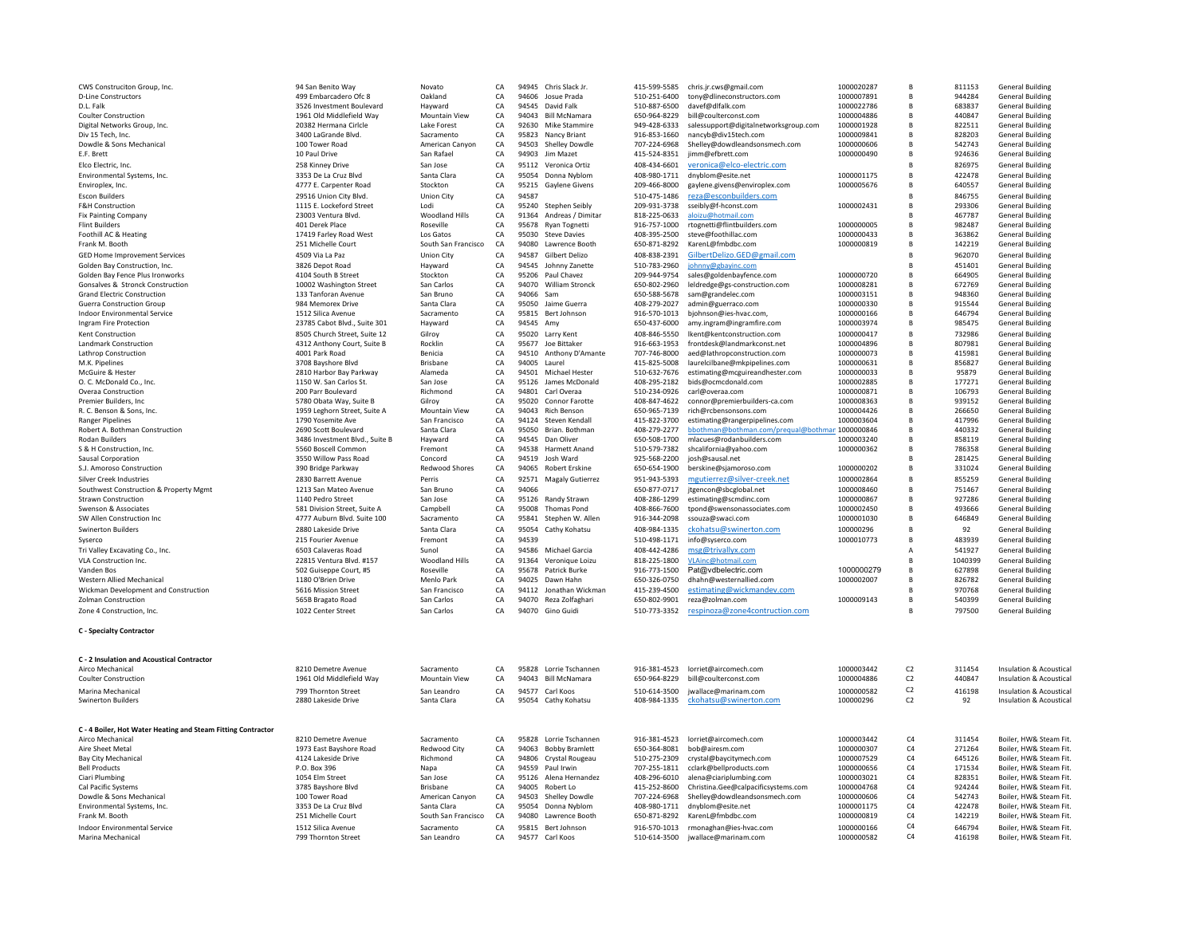| | | | | | | | | | | | |
|---|---|---|---|---|---|---|---|---|---|---|---|
| CWS Construciton Group, Inc. | 94 San Benito Way | Novato | CA | 94945 | Chris Slack Jr. | 415-599-5585 | chris.jr.cws@gmail.com | 1000020287 | B | 811153 | General Building |
| D-Line Constructors | 499 Embarcadero Ofc 8 | Oakland | CA | 94606 | Josue Prada | 510-251-6400 | tony@dlineconstructors.com | 1000007891 | B | 944284 | General Building |
| D.L. Falk | 3526 Investment Boulevard | Hayward | CA | 94545 | David Falk | 510-887-6500 | davef@dlfalk.com | 1000022786 | B | 683837 | General Building |
| Coulter Construction | 1961 Old Middlefield Way | Mountain View | CA | 94043 | Bill McNamara | 650-964-8229 | bill@coulterconst.com | 1000004886 | B | 440847 | General Building |
| Digital Networks Group, Inc. | 20382 Hermana Cirlcle | Lake Forest | CA | 92630 | Mike Stammire | 949-428-6333 | salessupport@digitalnetworksgroup.com | 1000001928 | B | 822511 | General Building |
| Div 15 Tech, Inc. | 3400 LaGrande Blvd. | Sacramento | CA | 95823 | Nancy Briant | 916-853-1660 | nancyb@div15tech.com | 1000009841 | B | 828203 | General Building |
| Dowdle & Sons Mechanical | 100 Tower Road | American Canyon | CA | 94503 | Shelley Dowdle | 707-224-6968 | Shelley@dowdleandsonsmech.com | 1000000606 | B | 542743 | General Building |
| E.F. Brett | 10 Paul Drive | San Rafael | CA | 94903 | Jim Mazet | 415-524-8351 | jimm@efbrett.com | 1000000490 | B | 924636 | General Building |
| Elco Electric, Inc. | 258 Kinney Drive | San Jose | CA | 95112 | Veronica Ortiz | 408-434-6601 | veronica@elco-electric.com | | B | 826975 | General Building |
| Environmental Systems, Inc. | 3353 De La Cruz Blvd | Santa Clara | CA | 95054 | Donna Nyblom | 408-980-1711 | dnyblom@esite.net | 1000001175 | B | 422478 | General Building |
| Enviroplex, Inc. | 4777 E. Carpenter Road | Stockton | CA | 95215 | Gaylene Givens | 209-466-8000 | gaylene.givens@enviroplex.com | 1000005676 | B | 640557 | General Building |
| Escon Builders | 29516 Union City Blvd. | Union City | CA | 94587 | | 510-475-1486 | reza@esconbuilders.com | | B | 846755 | General Building |
| F&H Construction | 1115 E. Lockeford Street | Lodi | CA | 95240 | Stephen Seibly | 209-931-3738 | sseibly@f-hconst.com | 1000002431 | B | 293306 | General Building |
| Fix Painting Company | 23003 Ventura Blvd. | Woodland Hills | CA | 91364 | Andreas / Dimitar | 818-225-0633 | aloizu@hotmail.com | | B | 467787 | General Building |
| Flint Builders | 401 Derek Place | Roseville | CA | 95678 | Ryan Tognetti | 916-757-1000 | rtognetti@flintbuilders.com | 1000000005 | B | 982487 | General Building |
| Foothill AC & Heating | 17419 Farley Road West | Los Gatos | CA | 95030 | Steve Davies | 408-395-2500 | steve@foothillac.com | 1000000433 | B | 363862 | General Building |
| Frank M. Booth | 251 Michelle Court | South San Francisco | CA | 94080 | Lawrence Booth | 650-871-8292 | KarenL@fmbdbc.com | 1000000819 | B | 142219 | General Building |
| GED Home Improvement Services | 4509 Via La Paz | Union City | CA | 94587 | Gilbert Delizo | 408-838-2391 | GilbertDelizo.GED@gmail.com | | B | 962070 | General Building |
| Golden Bay Construction, Inc. | 3826 Depot Road | Hayward | CA | 94545 | Johnny Zanette | 510-783-2960 | johnny@gbayinc.com | | B | 451401 | General Building |
| Golden Bay Fence Plus Ironworks | 4104 South B Street | Stockton | CA | 95206 | Paul Chavez | 209-944-9754 | sales@goldenbayfence.com | 1000000720 | B | 664905 | General Building |
| Gonsalves & Stronck Construction | 10002 Washington Street | San Carlos | CA | 94070 | William Stronck | 650-802-2960 | leldredge@gs-construction.com | 1000008281 | B | 672769 | General Building |
| Grand Electric Construction | 133 Tanforan Avenue | San Bruno | CA | 94066 | Sam | 650-588-5678 | sam@grandelec.com | 1000003151 | B | 948360 | General Building |
| Guerra Construction Group | 984 Memorex Drive | Santa Clara | CA | 95050 | Jaime Guerra | 408-279-2027 | admin@guerraco.com | 1000000330 | B | 915544 | General Building |
| Indoor Environmental Service | 1512 Silica Avenue | Sacramento | CA | 95815 | Bert Johnson | 916-570-1013 | bjohnson@ies-hvac.com, | 1000000166 | B | 646794 | General Building |
| Ingram Fire Protection | 23785 Cabot Blvd., Suite 301 | Hayward | CA | 94545 | Amy | 650-437-6000 | amy.ingram@ingramfire.com | 1000003974 | B | 985475 | General Building |
| Kent Construction | 8505 Church Street, Suite 12 | Gilroy | CA | 95020 | Larry Kent | 408-846-5550 | lkent@kentconstruction.com | 1000000417 | B | 732986 | General Building |
| Landmark Construction | 4312 Anthony Court, Suite B | Rocklin | CA | 95677 | Joe Bittaker | 916-663-1953 | frontdesk@landmarkconst.net | 1000004896 | B | 807981 | General Building |
| Lathrop Construction | 4001 Park Road | Benicia | CA | 94510 | Anthony D'Amante | 707-746-8000 | aed@lathropconstruction.com | 1000000073 | B | 415981 | General Building |
| M.K. Pipelines | 3708 Bayshore Blvd | Brisbane | CA | 94005 | Laurel | 415-825-5008 | laurelcilbane@mkpipelines.com | 1000000631 | B | 856827 | General Building |
| McGuire & Hester | 2810 Harbor Bay Parkway | Alameda | CA | 94501 | Michael Hester | 510-632-7676 | estimating@mcguireandhester.com | 1000000033 | B | 95879 | General Building |
| O. C. McDonald Co., Inc. | 1150 W. San Carlos St. | San Jose | CA | 95126 | James McDonald | 408-295-2182 | bids@ocmcdonald.com | 1000002885 | B | 177271 | General Building |
| Overaa Construction | 200 Parr Boulevard | Richmond | CA | 94801 | Carl Overaa | 510-234-0926 | carl@overaa.com | 1000000871 | B | 106793 | General Building |
| Premier Builders, Inc | 5780 Obata Way, Suite B | Gilroy | CA | 95020 | Connor Farotte | 408-847-4622 | connor@premierbuilders-ca.com | 1000008363 | B | 939152 | General Building |
| R. C. Benson & Sons, Inc. | 1959 Leghorn Street, Suite A | Mountain View | CA | 94043 | Rich Benson | 650-968-7139 | rich@rcbensonsons.com | 1000004426 | B | 266650 | General Building |
| Ranger Pipelines | 1790 Yosemite Ave | San Francisco | CA | 94124 | Steven Kendall | 415-822-3700 | estimating@rangerpipelines.com | 1000003604 | B | 417996 | General Building |
| Robert A. Bothman Construction | 2690 Scott Boulevard | Santa Clara | CA | 95050 | Brian. Bothman | 408-279-2277 | bbothman@bothman.com/prequal@bothman | 1000000846 | B | 440332 | General Building |
| Rodan Builders | 3486 Investment Blvd., Suite B | Hayward | CA | 94545 | Dan Oliver | 650-508-1700 | mlacues@rodanbuilders.com | 1000003240 | B | 858119 | General Building |
| S & H Construction, Inc. | 5560 Boscell Common | Fremont | CA | 94538 | Harmett Anand | 510-579-7382 | shcalifornia@yahoo.com | 1000000362 | B | 786358 | General Building |
| Sausal Corporation | 3550 Willow Pass Road | Concord | CA | 94519 | Josh Ward | 925-568-2200 | josh@sausal.net | | B | 281425 | General Building |
| S.J. Amoroso Construction | 390 Bridge Parkway | Redwood Shores | CA | 94065 | Robert Erskine | 650-654-1900 | berskine@sjamoroso.com | 1000000202 | B | 331024 | General Building |
| Silver Creek Industries | 2830 Barrett Avenue | Perris | CA | 92571 | Magaly Gutierrez | 951-943-5393 | mgutierrez@silver-creek.net | 1000002864 | B | 855259 | General Building |
| Southwest Construction & Property Mgmt | 1213 San Mateo Avenue | San Bruno | CA | 94066 | | 650-877-0717 | jtgencon@sbcglobal.net | 1000008460 | B | 751467 | General Building |
| Strawn Construction | 1140 Pedro Street | San Jose | CA | 95126 | Randy Strawn | 408-286-1299 | estimating@scmdinc.com | 1000000867 | B | 927286 | General Building |
| Swenson & Associates | 581 Division Street, Suite A | Campbell | CA | 95008 | Thomas Pond | 408-866-7600 | tpond@swensonassociates.com | 1000002450 | B | 493666 | General Building |
| SW Allen Construction Inc | 4777 Auburn Blvd. Suite 100 | Sacramento | CA | 95841 | Stephen W. Allen | 916-344-2098 | ssouza@swaci.com | 1000001030 | B | 646849 | General Building |
| Swinerton Builders | 2880 Lakeside Drive | Santa Clara | CA | 95054 | Cathy Kohatsu | 408-984-1335 | ckohatsu@swinerton.com | 100000296 | B | 92 | General Building |
| Syserco | 215 Fourier Avenue | Fremont | CA | 94539 | | 510-498-1171 | info@syserco.com | 1000010773 | B | 483939 | General Building |
| Tri Valley Excavating Co., Inc. | 6503 Calaveras Road | Sunol | CA | 94586 | Michael Garcia | 408-442-4286 | msg@trivallyx.com | | A | 541927 | General Building |
| VLA Construction Inc. | 22815 Ventura Blvd. #157 | Woodland Hills | CA | 91364 | Veronique Loizu | 818-225-1800 | VLAinc@hotmail.com | | B | 1040399 | General Building |
| Vanden Bos | 502 Guiseppe Court, #5 | Roseville | CA | 95678 | Patrick Burke | 916-773-1500 | Pat@vdbelectric.com | 1000000279 | B | 627898 | General Building |
| Western Allied Mechanical | 1180 O'Brien Drive | Menlo Park | CA | 94025 | Dawn Hahn | 650-326-0750 | dhahn@westernallied.com | 1000002007 | B | 826782 | General Building |
| Wickman Development and Construction | 5616 Mission Street | San Francisco | CA | 94112 | Jonathan Wickman | 415-239-4500 | estimating@wickmandev.com | | B | 970768 | General Building |
| Zolman Construction | 565B Bragato Road | San Carlos | CA | 94070 | Reza Zolfaghari | 650-802-9901 | reza@zolman.com | 1000009143 | B | 540399 | General Building |
| Zone 4 Construction, Inc. | 1022 Center Street | San Carlos | CA | 94070 | Gino Guidi | 510-773-3352 | respinoza@zone4contruction.com | | B | 797500 | General Building |

**C - Specialty Contractor**

**C - 2 Insulation and Acoustical Contractor**

| | | | | | | | | | | | |
|---|---|---|---|---|---|---|---|---|---|---|---|
| Airco Mechanical | 8210 Demetre Avenue | Sacramento | CA | 95828 | Lorrie Tschannen | 916-381-4523 | lorriet@aircomech.com | 1000003442 | C2 | 311454 | Insulation & Acoustical |
| Coulter Construction | 1961 Old Middlefield Way | Mountain View | CA | 94043 | Bill McNamara | 650-964-8229 | bill@coulterconst.com | 1000004886 | C2 | 440847 | Insulation & Acoustical |
| Marina Mechanical | 799 Thornton Street | San Leandro | CA | 94577 | Carl Koos | 510-614-3500 | jwallace@marinam.com | 1000000582 | C2 | 416198 | Insulation & Acoustical |
| Swinerton Builders | 2880 Lakeside Drive | Santa Clara | CA | 95054 | Cathy Kohatsu | 408-984-1335 | ckohatsu@swinerton.com | 100000296 | C2 | 92 | Insulation & Acoustical |

**C - 4 Boiler, Hot Water Heating and Steam Fitting Contractor**

| | | | | | | | | | | | |
|---|---|---|---|---|---|---|---|---|---|---|---|
| Airco Mechanical | 8210 Demetre Avenue | Sacramento | CA | 95828 | Lorrie Tschannen | 916-381-4523 | lorriet@aircomech.com | 1000003442 | C4 | 311454 | Boiler, HW& Steam Fit. |
| Aire Sheet Metal | 1973 East Bayshore Road | Redwood City | CA | 94063 | Bobby Bramlett | 650-364-8081 | bob@airesm.com | 1000000307 | C4 | 271264 | Boiler, HW& Steam Fit. |
| Bay City Mechanical | 4124 Lakeside Drive | Richmond | CA | 94806 | Crystal Rougeau | 510-275-2309 | crystal@baycitymech.com | 1000007529 | C4 | 645126 | Boiler, HW& Steam Fit. |
| Bell Products | P.O. Box 396 | Napa | CA | 94559 | Paul Irwin | 707-255-1811 | cclark@bellproducts.com | 1000000656 | C4 | 171534 | Boiler, HW& Steam Fit. |
| Ciari Plumbing | 1054 Elm Street | San Jose | CA | 95126 | Alena Hernandez | 408-296-6010 | alena@ciariplumbing.com | 1000003021 | C4 | 828351 | Boiler, HW& Steam Fit. |
| Cal Pacific Systems | 3785 Bayshore Blvd | Brisbane | CA | 94005 | Robert Lo | 415-252-8600 | Christina.Gee@calpacificsystems.com | 1000004768 | C4 | 924244 | Boiler, HW& Steam Fit. |
| Dowdle & Sons Mechanical | 100 Tower Road | American Canyon | CA | 94503 | Shelley Dowdle | 707-224-6968 | Shelley@dowdleandsonsmech.com | 1000000606 | C4 | 542743 | Boiler, HW& Steam Fit. |
| Environmental Systems, Inc. | 3353 De La Cruz Blvd | Santa Clara | CA | 95054 | Donna Nyblom | 408-980-1711 | dnyblom@esite.net | 1000001175 | C4 | 422478 | Boiler, HW& Steam Fit. |
| Frank M. Booth | 251 Michelle Court | South San Francisco | CA | 94080 | Lawrence Booth | 650-871-8292 | KarenL@fmbdbc.com | 1000000819 | C4 | 142219 | Boiler, HW& Steam Fit. |
| Indoor Environmental Service | 1512 Silica Avenue | Sacramento | CA | 95815 | Bert Johnson | 916-570-1013 | rmonaghan@ies-hvac.com | 1000000166 | C4 | 646794 | Boiler, HW& Steam Fit. |
| Marina Mechanical | 799 Thornton Street | San Leandro | CA | 94577 | Carl Koos | 510-614-3500 | jwallace@marinam.com | 1000000582 | C4 | 416198 | Boiler, HW& Steam Fit. |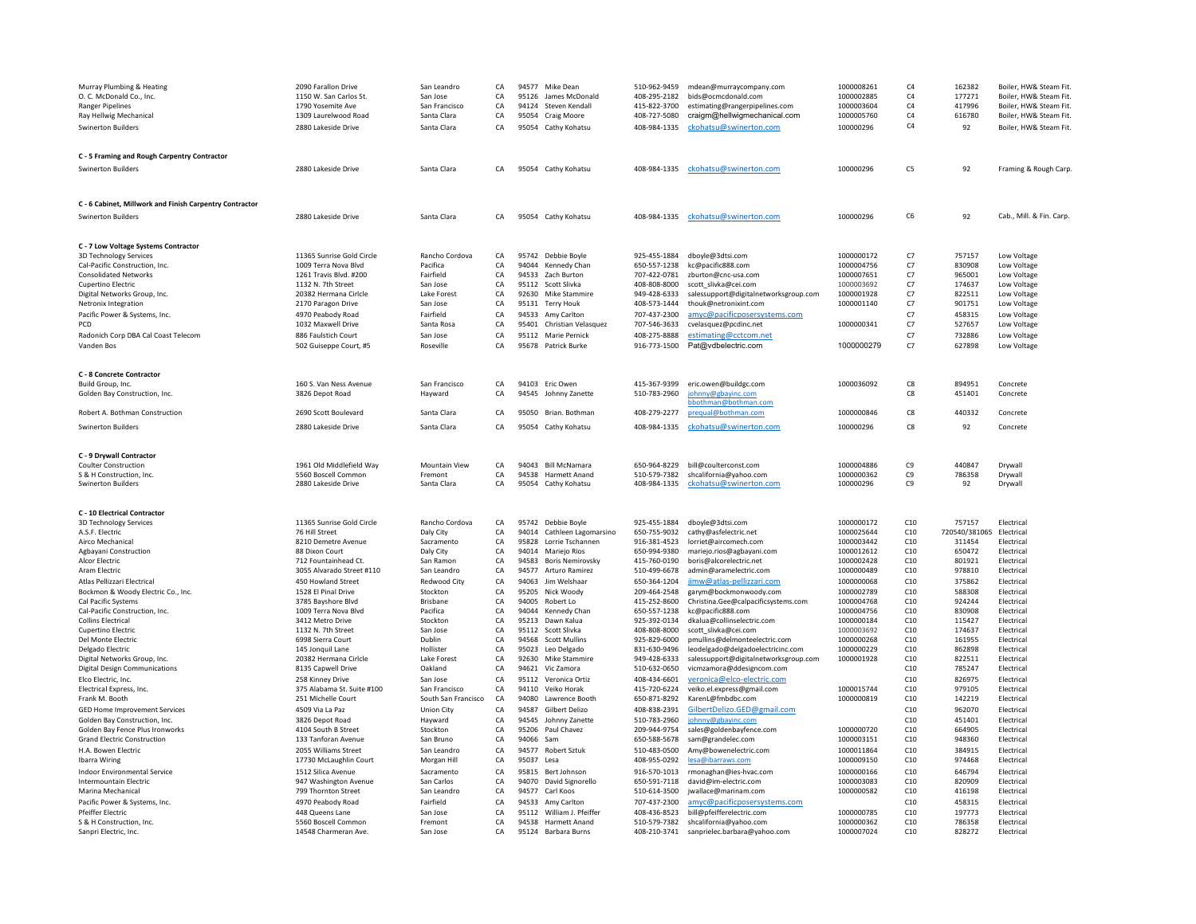| | | | | | | | | | | | |
|---|---|---|---|---|---|---|---|---|---|---|---|
| Murray Plumbing & Heating | 2090 Farallon Drive | San Leandro | CA | 94577 | Mike Dean | 510-962-9459 | mdean@murraycompany.com | 1000008261 | C4 | 162382 | Boiler, HW& Steam Fit. |
| O. C. McDonald Co., Inc. | 1150 W. San Carlos St. | San Jose | CA | 95126 | James McDonald | 408-295-2182 | bids@ocmcdonald.com | 1000002885 | C4 | 177271 | Boiler, HW& Steam Fit. |
| Ranger Pipelines | 1790 Yosemite Ave | San Francisco | CA | 94124 | Steven Kendall | 415-822-3700 | estimating@rangerpipelines.com | 1000003604 | C4 | 417996 | Boiler, HW& Steam Fit. |
| Ray Hellwig Mechanical | 1309 Laurelwood Road | Santa Clara | CA | 95054 | Craig Moore | 408-727-5080 | craigm@hellwigmechanical.com | 1000005760 | C4 | 616780 | Boiler, HW& Steam Fit. |
| Swinerton Builders | 2880 Lakeside Drive | Santa Clara | CA | 95054 | Cathy Kohatsu | 408-984-1335 | ckohatsu@swinerton.com | 100000296 | C4 | 92 | Boiler, HW& Steam Fit. |
| **C - 5 Framing and Rough Carpentry Contractor** | | | | | | | | | | | |
| Swinerton Builders | 2880 Lakeside Drive | Santa Clara | CA | 95054 | Cathy Kohatsu | 408-984-1335 | ckohatsu@swinerton.com | 100000296 | C5 | 92 | Framing & Rough Carp. |
| **C - 6 Cabinet, Millwork and Finish Carpentry Contractor** | | | | | | | | | | | |
| Swinerton Builders | 2880 Lakeside Drive | Santa Clara | CA | 95054 | Cathy Kohatsu | 408-984-1335 | ckohatsu@swinerton.com | 100000296 | C6 | 92 | Cab., Mill. & Fin. Carp. |
| **C - 7 Low Voltage Systems Contractor** | | | | | | | | | | | |
| 3D Technology Services | 11365 Sunrise Gold Circle | Rancho Cordova | CA | 95742 | Debbie Boyle | 925-455-1884 | dboyle@3dtsi.com | 1000000172 | C7 | 757157 | Low Voltage |
| Cal-Pacific Construction, Inc. | 1009 Terra Nova Blvd | Pacifica | CA | 94044 | Kennedy Chan | 650-557-1238 | kc@pacific888.com | 1000004756 | C7 | 830908 | Low Voltage |
| Consolidated Networks | 1261 Travis Blvd. #200 | Fairfield | CA | 94533 | Zach Burton | 707-422-0781 | zburton@cnc-usa.com | 1000007651 | C7 | 965001 | Low Voltage |
| Cupertino Electric | 1132 N. 7th Street | San Jose | CA | 95112 | Scott Slivka | 408-808-8000 | scott_slivka@cei.com | 1000003692 | C7 | 174637 | Low Voltage |
| Digital Networks Group, Inc. | 20382 Hermana Cirlcle | Lake Forest | CA | 92630 | Mike Stammire | 949-428-6333 | salessupport@digitalnetworksgroup.com | 1000001928 | C7 | 822511 | Low Voltage |
| Netronix Integration | 2170 Paragon Drive | San Jose | CA | 95131 | Terry Houk | 408-573-1444 | thouk@netronixint.com | 1000001140 | C7 | 901751 | Low Voltage |
| Pacific Power & Systems, Inc. | 4970 Peabody Road | Fairfield | CA | 94533 | Amy Carlton | 707-437-2300 | amyc@pacificposersystems.com | | C7 | 458315 | Low Voltage |
| PCD | 1032 Maxwell Drive | Santa Rosa | CA | 95401 | Christian Velasquez | 707-546-3633 | cvelasquez@pcdinc.net | 1000000341 | C7 | 527657 | Low Voltage |
| Radonich Corp DBA Cal Coast Telecom | 886 Faulstich Court | San Jose | CA | 95112 | Marie Pernick | 408-275-8888 | estimating@cctcom.net | | C7 | 732886 | Low Voltage |
| Vanden Bos | 502 Guiseppe Court, #5 | Roseville | CA | 95678 | Patrick Burke | 916-773-1500 | Pat@vdbelectric.com | 1000000279 | C7 | 627898 | Low Voltage |
| **C - 8 Concrete Contractor** | | | | | | | | | | | |
| Build Group, Inc. | 160 S. Van Ness Avenue | San Francisco | CA | 94103 | Eric Owen | 415-367-9399 | eric.owen@buildgc.com | 1000036092 | C8 | 894951 | Concrete |
| Golden Bay Construction, Inc. | 3826 Depot Road | Hayward | CA | 94545 | Johnny Zanette | 510-783-2960 | johnny@gbayinc.com | | C8 | 451401 | Concrete |
| Robert A. Bothman Construction | 2690 Scott Boulevard | Santa Clara | CA | 95050 | Brian. Bothman | 408-279-2277 | bbothman@bothman.com prequal@bothman.com | 1000000846 | C8 | 440332 | Concrete |
| Swinerton Builders | 2880 Lakeside Drive | Santa Clara | CA | 95054 | Cathy Kohatsu | 408-984-1335 | ckohatsu@swinerton.com | 100000296 | C8 | 92 | Concrete |
| **C - 9 Drywall Contractor** | | | | | | | | | | | |
| Coulter Construction | 1961 Old Middlefield Way | Mountain View | CA | 94043 | Bill McNamara | 650-964-8229 | bill@coulterconst.com | 1000004886 | C9 | 440847 | Drywall |
| S & H Construction, Inc. | 5560 Boscell Common | Fremont | CA | 94538 | Harmett Anand | 510-579-7382 | shcalifornia@yahoo.com | 1000000362 | C9 | 786358 | Drywall |
| Swinerton Builders | 2880 Lakeside Drive | Santa Clara | CA | 95054 | Cathy Kohatsu | 408-984-1335 | ckohatsu@swinerton.com | 100000296 | C9 | 92 | Drywall |
| **C - 10 Electrical Contractor** | | | | | | | | | | | |
| 3D Technology Services | 11365 Sunrise Gold Circle | Rancho Cordova | CA | 95742 | Debbie Boyle | 925-455-1884 | dboyle@3dtsi.com | 1000000172 | C10 | 757157 | Electrical |
| A.S.F. Electric | 76 Hill Street | Daly City | CA | 94014 | Cathleen Lagomarsino | 650-755-9032 | cathy@asfelectric.net | 1000025644 | C10 | 720540/381065 | Electrical |
| Airco Mechanical | 8210 Demetre Avenue | Sacramento | CA | 95828 | Lorrie Tschannen | 916-381-4523 | lorriet@aircomech.com | 1000003442 | C10 | 311454 | Electrical |
| Agbayani Construction | 88 Dixon Court | Daly City | CA | 94014 | Mariejo Rios | 650-994-9380 | mariejo.rios@agbayani.com | 1000012612 | C10 | 650472 | Electrical |
| Alcor Electric | 712 Fountainhead Ct. | San Ramon | CA | 94583 | Boris Nemirovsky | 415-760-0190 | boris@alcorelectric.net | 1000002428 | C10 | 801921 | Electrical |
| Aram Electric | 3055 Alvarado Street #110 | San Leandro | CA | 94577 | Arturo Ramirez | 510-499-6678 | admin@aramelectric.com | 1000000489 | C10 | 978810 | Electrical |
| Atlas Pellizzari Electrical | 450 Howland Street | Redwood City | CA | 94063 | Jim Welshaar | 650-364-1204 | jimw@atlas-pellizzari.com | 1000000068 | C10 | 375862 | Electrical |
| Bockmon & Woody Electric Co., Inc. | 1528 El Pinal Drive | Stockton | CA | 95205 | Nick Woody | 209-464-2548 | garym@bockmonwoody.com | 1000002789 | C10 | 588308 | Electrical |
| Cal Pacific Systems | 3785 Bayshore Blvd | Brisbane | CA | 94005 | Robert Lo | 415-252-8600 | Christina.Gee@calpacificsystems.com | 1000004768 | C10 | 924244 | Electrical |
| Cal-Pacific Construction, Inc. | 1009 Terra Nova Blvd | Pacifica | CA | 94044 | Kennedy Chan | 650-557-1238 | kc@pacific888.com | 1000004756 | C10 | 830908 | Electrical |
| Collins Electrical | 3412 Metro Drive | Stockton | CA | 95213 | Dawn Kalua | 925-392-0134 | dkalua@collinselectric.com | 1000000184 | C10 | 115427 | Electrical |
| Cupertino Electric | 1132 N. 7th Street | San Jose | CA | 95112 | Scott Slivka | 408-808-8000 | scott_slivka@cei.com | 1000003692 | C10 | 174637 | Electrical |
| Del Monte Electric | 6998 Sierra Court | Dublin | CA | 94568 | Scott Mullins | 925-829-6000 | pmullins@delmonteelectric.com | 1000000268 | C10 | 161955 | Electrical |
| Delgado Electric | 145 Jonquil Lane | Hollister | CA | 95023 | Leo Delgado | 831-630-9496 | leodelgado@delgadoelectricinc.com | 1000000229 | C10 | 862898 | Electrical |
| Digital Networks Group, Inc. | 20382 Hermana Cirlcle | Lake Forest | CA | 92630 | Mike Stammire | 949-428-6333 | salessupport@digitalnetworksgroup.com | 1000001928 | C10 | 822511 | Electrical |
| Digital Design Communications | 8135 Capwell Drive | Oakland | CA | 94621 | Vic Zamora | 510-632-0650 | vicmzamora@ddesigncom.com | | C10 | 785247 | Electrical |
| Elco Electric, Inc. | 258 Kinney Drive | San Jose | CA | 95112 | Veronica Ortiz | 408-434-6601 | veronica@elco-electric.com | | C10 | 826975 | Electrical |
| Electrical Express, Inc. | 375 Alabama St. Suite #100 | San Francisco | CA | 94110 | Veiko Horak | 415-720-6224 | veiko.el.express@gmail.com | 1000015744 | C10 | 979105 | Electrical |
| Frank M. Booth | 251 Michelle Court | South San Francisco | CA | 94080 | Lawrence Booth | 650-871-8292 | KarenL@fmbdbc.com | 1000000819 | C10 | 142219 | Electrical |
| GED Home Improvement Services | 4509 Via La Paz | Union City | CA | 94587 | Gilbert Delizo | 408-838-2391 | GilbertDelizo.GED@gmail.com | | C10 | 962070 | Electrical |
| Golden Bay Construction, Inc. | 3826 Depot Road | Hayward | CA | 94545 | Johnny Zanette | 510-783-2960 | johnny@gbayinc.com | | C10 | 451401 | Electrical |
| Golden Bay Fence Plus Ironworks | 4104 South B Street | Stockton | CA | 95206 | Paul Chavez | 209-944-9754 | sales@goldenbayfence.com | 1000000720 | C10 | 664905 | Electrical |
| Grand Electric Construction | 133 Tanforan Avenue | San Bruno | CA | 94066 | Sam | 650-588-5678 | sam@grandelec.com | 1000003151 | C10 | 948360 | Electrical |
| H.A. Bowen Electric | 2055 Williams Street | San Leandro | CA | 94577 | Robert Sztuk | 510-483-0500 | Amy@bowenelectric.com | 1000011864 | C10 | 384915 | Electrical |
| Ibarra Wiring | 17730 McLaughlin Court | Morgan Hill | CA | 95037 | Lesa | 408-955-0292 | lesa@ibarraws.com | 1000009150 | C10 | 974468 | Electrical |
| Indoor Environmental Service | 1512 Silica Avenue | Sacramento | CA | 95815 | Bert Johnson | 916-570-1013 | rmonaghan@ies-hvac.com | 1000000166 | C10 | 646794 | Electrical |
| Intermountain Electric | 947 Washington Avenue | San Carlos | CA | 94070 | David Signorello | 650-591-7118 | david@im-electric.com | 1000003083 | C10 | 820909 | Electrical |
| Marina Mechanical | 799 Thornton Street | San Leandro | CA | 94577 | Carl Koos | 510-614-3500 | jwallace@marinam.com | 1000000582 | C10 | 416198 | Electrical |
| Pacific Power & Systems, Inc. | 4970 Peabody Road | Fairfield | CA | 94533 | Amy Carlton | 707-437-2300 | amyc@pacificposersystems.com | | C10 | 458315 | Electrical |
| Pfeiffer Electric | 448 Queens Lane | San Jose | CA | 95112 | William J. Pfeiffer | 408-436-8523 | bill@pfeifferelectric.com | 1000000785 | C10 | 197773 | Electrical |
| S & H Construction, Inc. | 5560 Boscell Common | Fremont | CA | 94538 | Harmett Anand | 510-579-7382 | shcalifornia@yahoo.com | 1000000362 | C10 | 786358 | Electrical |
| Sanpri Electric, Inc. | 14548 Charmeran Ave. | San Jose | CA | 95124 | Barbara Burns | 408-210-3741 | sanprielec.barbara@yahoo.com | 1000007024 | C10 | 828272 | Electrical |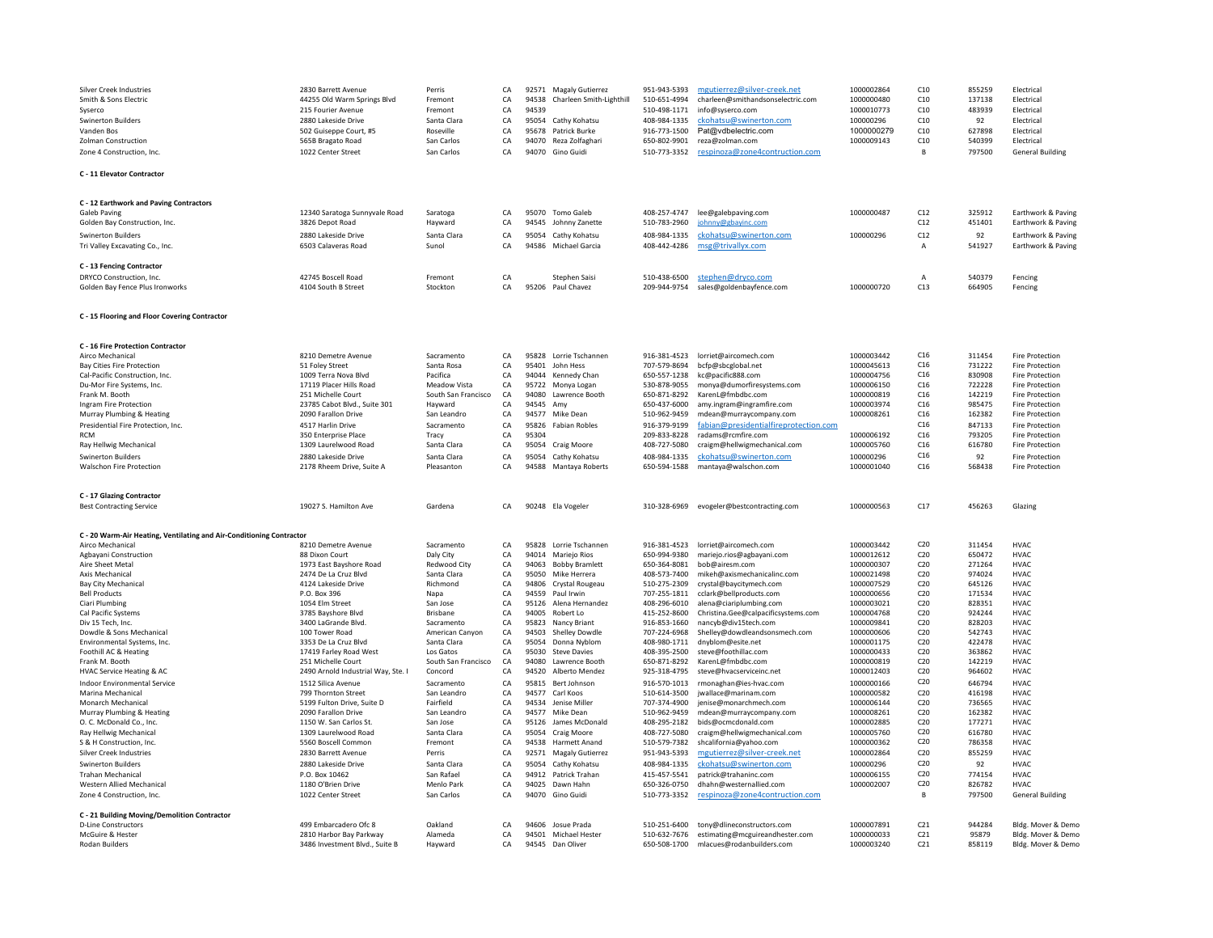| Company | Address | City | State | Zip | Contact | Phone | Email | Vendor # | License | License # | Category |
|---|---|---|---|---|---|---|---|---|---|---|---|
| Silver Creek Industries | 2830 Barrett Avenue | Perris | CA | 92571 | Magaly Gutierrez | 951-943-5393 | mgutierrez@silver-creek.net | 1000002864 | C10 | 855259 | Electrical |
| Smith & Sons Electric | 44255 Old Warm Springs Blvd | Fremont | CA | 94538 | Charleen Smith-Lighthill | 510-651-4994 | charleen@smithandsonselectric.com | 1000000480 | C10 | 137138 | Electrical |
| Syserco | 215 Fourier Avenue | Fremont | CA | 94539 | | 510-498-1171 | info@syserco.com | 1000010773 | C10 | 483939 | Electrical |
| Swinerton Builders | 2880 Lakeside Drive | Santa Clara | CA | 95054 | Cathy Kohatsu | 408-984-1335 | ckohatsu@swinerton.com | 100000296 | C10 | 92 | Electrical |
| Vanden Bos | 502 Guiseppe Court, #5 | Roseville | CA | 95678 | Patrick Burke | 916-773-1500 | Pat@vdbelectric.com | 1000000279 | C10 | 627898 | Electrical |
| Zolman Construction | 565B Bragato Road | San Carlos | CA | 94070 | Reza Zolfaghari | 650-802-9901 | reza@zolman.com | 1000009143 | C10 | 540399 | Electrical |
| Zone 4 Construction, Inc. | 1022 Center Street | San Carlos | CA | 94070 | Gino Guidi | 510-773-3352 | respinoza@zone4contruction.com | | B | 797500 | General Building |

**C - 11 Elevator Contractor**

**C - 12 Earthwork and Paving Contractors**

| Company | Address | City | State | Zip | Contact | Phone | Email | Vendor # | License | License # | Category |
|---|---|---|---|---|---|---|---|---|---|---|---|
| Galeb Paving | 12340 Saratoga Sunnyvale Road | Saratoga | CA | 95070 | Tomo Galeb | 408-257-4747 | lee@galebpaving.com | 1000000487 | C12 | 325912 | Earthwork & Paving |
| Golden Bay Construction, Inc. | 3826 Depot Road | Hayward | CA | 94545 | Johnny Zanette | 510-783-2960 | johnny@gbayinc.com | | C12 | 451401 | Earthwork & Paving |
| Swinerton Builders | 2880 Lakeside Drive | Santa Clara | CA | 95054 | Cathy Kohatsu | 408-984-1335 | ckohatsu@swinerton.com | 100000296 | C12 | 92 | Earthwork & Paving |
| Tri Valley Excavating Co., Inc. | 6503 Calaveras Road | Sunol | CA | 94586 | Michael Garcia | 408-442-4286 | msg@trivallyx.com | | A | 541927 | Earthwork & Paving |

**C - 13 Fencing Contractor**

| Company | Address | City | State | Zip | Contact | Phone | Email | Vendor # | License | License # | Category |
|---|---|---|---|---|---|---|---|---|---|---|---|
| DRYCO Construction, Inc. | 42745 Boscell Road | Fremont | CA | | Stephen Saisi | 510-438-6500 | stephen@dryco.com | | A | 540379 | Fencing |
| Golden Bay Fence Plus Ironworks | 4104 South B Street | Stockton | CA | 95206 | Paul Chavez | 209-944-9754 | sales@goldenbayfence.com | 1000000720 | C13 | 664905 | Fencing |

**C - 15 Flooring and Floor Covering Contractor**

**C - 16 Fire Protection Contractor**

| Company | Address | City | State | Zip | Contact | Phone | Email | Vendor # | License | License # | Category |
|---|---|---|---|---|---|---|---|---|---|---|---|
| Airco Mechanical | 8210 Demetre Avenue | Sacramento | CA | 95828 | Lorrie Tschannen | 916-381-4523 | lorriet@aircomech.com | 1000003442 | C16 | 311454 | Fire Protection |
| Bay Cities Fire Protection | 51 Foley Street | Santa Rosa | CA | 95401 | John Hess | 707-579-8694 | bcfp@sbcglobal.net | 1000045613 | C16 | 731222 | Fire Protection |
| Cal-Pacific Construction, Inc. | 1009 Terra Nova Blvd | Pacifica | CA | 94044 | Kennedy Chan | 650-557-1238 | kc@pacific888.com | 1000004756 | C16 | 830908 | Fire Protection |
| Du-Mor Fire Systems, Inc. | 17119 Placer Hills Road | Meadow Vista | CA | 95722 | Monya Logan | 530-878-9055 | monya@dumorfiresystems.com | 1000006150 | C16 | 722228 | Fire Protection |
| Frank M. Booth | 251 Michelle Court | South San Francisco | CA | 94080 | Lawrence Booth | 650-871-8292 | KarenL@fmbdbc.com | 1000000819 | C16 | 142219 | Fire Protection |
| Ingram Fire Protection | 23785 Cabot Blvd., Suite 301 | Hayward | CA | 94545 | Amy | 650-437-6000 | amy.ingram@ingramfire.com | 1000003974 | C16 | 985475 | Fire Protection |
| Murray Plumbing & Heating | 2090 Farallon Drive | San Leandro | CA | 94577 | Mike Dean | 510-962-9459 | mdean@murraycompany.com | 1000008261 | C16 | 162382 | Fire Protection |
| Presidential Fire Protection, Inc. | 4517 Harlin Drive | Sacramento | CA | 95826 | Fabian Robles | 916-379-9199 | fabian@presidentialfireprotection.com | | C16 | 847133 | Fire Protection |
| RCM | 350 Enterprise Place | Tracy | CA | 95304 | | 209-833-8228 | radams@rcmfire.com | 1000006192 | C16 | 793205 | Fire Protection |
| Ray Hellwig Mechanical | 1309 Laurelwood Road | Santa Clara | CA | 95054 | Craig Moore | 408-727-5080 | craigm@hellwigmechanical.com | 1000005760 | C16 | 616780 | Fire Protection |
| Swinerton Builders | 2880 Lakeside Drive | Santa Clara | CA | 95054 | Cathy Kohatsu | 408-984-1335 | ckohatsu@swinerton.com | 100000296 | C16 | 92 | Fire Protection |
| Walschon Fire Protection | 2178 Rheem Drive, Suite A | Pleasanton | CA | 94588 | Mantaya Roberts | 650-594-1588 | mantaya@walschon.com | 1000001040 | C16 | 568438 | Fire Protection |

**C - 17 Glazing Contractor**

| Company | Address | City | State | Zip | Contact | Phone | Email | Vendor # | License | License # | Category |
|---|---|---|---|---|---|---|---|---|---|---|---|
| Best Contracting Service | 19027 S. Hamilton Ave | Gardena | CA | 90248 | Ela Vogeler | 310-328-6969 | evogeler@bestcontracting.com | 1000000563 | C17 | 456263 | Glazing |

**C - 20 Warm-Air Heating, Ventilating and Air-Conditioning Contractor**

| Company | Address | City | State | Zip | Contact | Phone | Email | Vendor # | License | License # | Category |
|---|---|---|---|---|---|---|---|---|---|---|---|
| Airco Mechanical | 8210 Demetre Avenue | Sacramento | CA | 95828 | Lorrie Tschannen | 916-381-4523 | lorriet@aircomech.com | 1000003442 | C20 | 311454 | HVAC |
| Agbayani Construction | 88 Dixon Court | Daly City | CA | 94014 | Mariejo Rios | 650-994-9380 | mariejo.rios@agbayani.com | 1000012612 | C20 | 650472 | HVAC |
| Aire Sheet Metal | 1973 East Bayshore Road | Redwood City | CA | 94063 | Bobby Bramlett | 650-364-8081 | bob@airesm.com | 1000000307 | C20 | 271264 | HVAC |
| Axis Mechanical | 2474 De La Cruz Blvd | Santa Clara | CA | 95050 | Mike Herrera | 408-573-7400 | mikeh@axismechanicalinc.com | 1000021498 | C20 | 974024 | HVAC |
| Bay City Mechanical | 4124 Lakeside Drive | Richmond | CA | 94806 | Crystal Rougeau | 510-275-2309 | crystal@baycitymech.com | 1000007529 | C20 | 645126 | HVAC |
| Bell Products | P.O. Box 396 | Napa | CA | 94559 | Paul Irwin | 707-255-1811 | cclark@bellproducts.com | 1000000656 | C20 | 171534 | HVAC |
| Ciari Plumbing | 1054 Elm Street | San Jose | CA | 95126 | Alena Hernandez | 408-296-6010 | alena@ciariplumbing.com | 1000003021 | C20 | 828351 | HVAC |
| Cal Pacific Systems | 3785 Bayshore Blvd | Brisbane | CA | 94005 | Robert Lo | 415-252-8600 | Christina.Gee@calpacificsystems.com | 1000004768 | C20 | 924244 | HVAC |
| Div 15 Tech, Inc. | 3400 LaGrande Blvd. | Sacramento | CA | 95823 | Nancy Briant | 916-853-1660 | nancyb@div15tech.com | 1000009841 | C20 | 828203 | HVAC |
| Dowdle & Sons Mechanical | 100 Tower Road | American Canyon | CA | 94503 | Shelley Dowdle | 707-224-6968 | Shelley@dowdleandsonsmech.com | 1000000606 | C20 | 542743 | HVAC |
| Environmental Systems, Inc. | 3353 De La Cruz Blvd | Santa Clara | CA | 95054 | Donna Nyblom | 408-980-1711 | dnyblom@esite.net | 1000001175 | C20 | 422478 | HVAC |
| Foothill AC & Heating | 17419 Farley Road West | Los Gatos | CA | 95030 | Steve Davies | 408-395-2500 | steve@foothillac.com | 1000000433 | C20 | 363862 | HVAC |
| Frank M. Booth | 251 Michelle Court | South San Francisco | CA | 94080 | Lawrence Booth | 650-871-8292 | KarenL@fmbdbc.com | 1000000819 | C20 | 142219 | HVAC |
| HVAC Service Heating & AC | 2490 Arnold Industrial Way, Ste. I | Concord | CA | 94520 | Alberto Mendez | 925-318-4795 | steve@hvacserviceinc.net | 1000012403 | C20 | 964602 | HVAC |
| Indoor Environmental Service | 1512 Silica Avenue | Sacramento | CA | 95815 | Bert Johnson | 916-570-1013 | rmonaghan@ies-hvac.com | 1000000166 | C20 | 646794 | HVAC |
| Marina Mechanical | 799 Thornton Street | San Leandro | CA | 94577 | Carl Koos | 510-614-3500 | jwallace@marinam.com | 1000000582 | C20 | 416198 | HVAC |
| Monarch Mechanical | 5199 Fulton Drive, Suite D | Fairfield | CA | 94534 | Jenise Miller | 707-374-4900 | jenise@monarchmech.com | 1000006144 | C20 | 736565 | HVAC |
| Murray Plumbing & Heating | 2090 Farallon Drive | San Leandro | CA | 94577 | Mike Dean | 510-962-9459 | mdean@murraycompany.com | 1000008261 | C20 | 162382 | HVAC |
| O. C. McDonald Co., Inc. | 1150 W. San Carlos St. | San Jose | CA | 95126 | James McDonald | 408-295-2182 | bids@ocmcdonald.com | 1000002885 | C20 | 177271 | HVAC |
| Ray Hellwig Mechanical | 1309 Laurelwood Road | Santa Clara | CA | 95054 | Craig Moore | 408-727-5080 | craigm@hellwigmechanical.com | 1000005760 | C20 | 616780 | HVAC |
| S & H Construction, Inc. | 5560 Boscell Common | Fremont | CA | 94538 | Harmett Anand | 510-579-7382 | shcalifornia@yahoo.com | 1000000362 | C20 | 786358 | HVAC |
| Silver Creek Industries | 2830 Barrett Avenue | Perris | CA | 92571 | Magaly Gutierrez | 951-943-5393 | mgutierrez@silver-creek.net | 1000002864 | C20 | 855259 | HVAC |
| Swinerton Builders | 2880 Lakeside Drive | Santa Clara | CA | 95054 | Cathy Kohatsu | 408-984-1335 | ckohatsu@swinerton.com | 100000296 | C20 | 92 | HVAC |
| Trahan Mechanical | P.O. Box 10462 | San Rafael | CA | 94912 | Patrick Trahan | 415-457-5541 | patrick@trahaninc.com | 1000006155 | C20 | 774154 | HVAC |
| Western Allied Mechanical | 1180 O'Brien Drive | Menlo Park | CA | 94025 | Dawn Hahn | 650-326-0750 | dhahn@westernallied.com | 1000002007 | C20 | 826782 | HVAC |
| Zone 4 Construction, Inc. | 1022 Center Street | San Carlos | CA | 94070 | Gino Guidi | 510-773-3352 | respinoza@zone4contruction.com | | B | 797500 | General Building |

**C - 21 Building Moving/Demolition Contractor**

| Company | Address | City | State | Zip | Contact | Phone | Email | Vendor # | License | License # | Category |
|---|---|---|---|---|---|---|---|---|---|---|---|
| D-Line Constructors | 499 Embarcadero Ofc 8 | Oakland | CA | 94606 | Josue Prada | 510-251-6400 | tony@dlineconstructors.com | 1000007891 | C21 | 944284 | Bldg. Mover & Demo |
| McGuire & Hester | 2810 Harbor Bay Parkway | Alameda | CA | 94501 | Michael Hester | 510-632-7676 | estimating@mcguireandhester.com | 1000000033 | C21 | 95879 | Bldg. Mover & Demo |
| Rodan Builders | 3486 Investment Blvd., Suite B | Hayward | CA | 94545 | Dan Oliver | 650-508-1700 | mlacues@rodanbuilders.com | 1000003240 | C21 | 858119 | Bldg. Mover & Demo |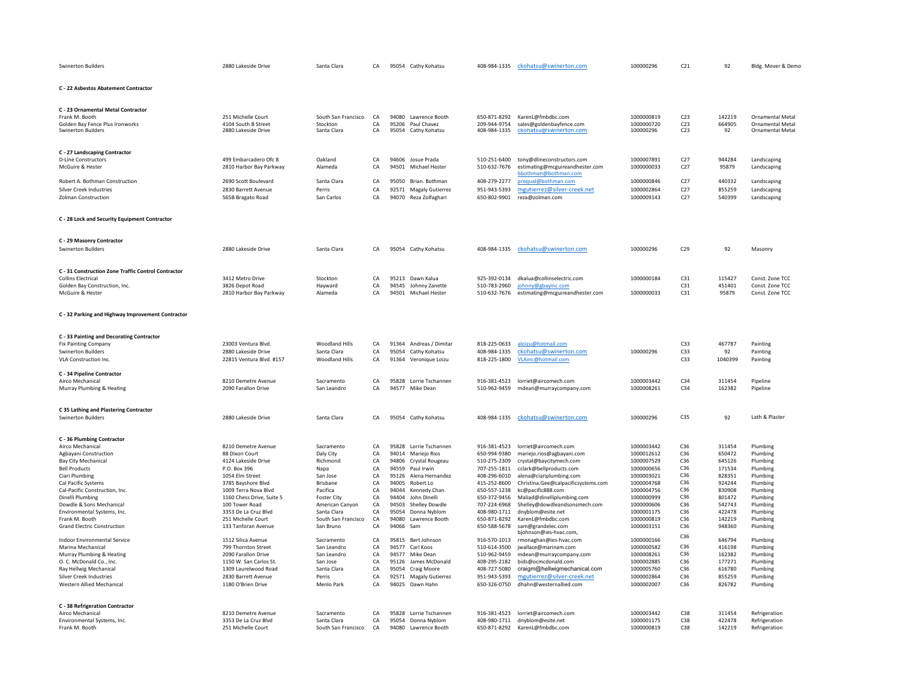| Company | Address | City | State | Zip | Contact | Phone | Email | Vendor No. | Class | License | Description |
|---|---|---|---|---|---|---|---|---|---|---|---|
| Swinerton Builders | 2880 Lakeside Drive | Santa Clara | CA | 95054 | Cathy Kohatsu | 408-984-1335 | ckohatsu@swinerton.com | 100000296 | C21 | 92 | Bldg. Mover & Demo |
| **C - 22 Asbestos Abatement Contractor** | | | | | | | | | | | |
| **C - 23 Ornamental Metal Contractor** | | | | | | | | | | | |
| Frank M. Booth | 251 Michelle Court | South San Francisco | CA | 94080 | Lawrence Booth | 650-871-8292 | KarenL@fmbdbc.com | 1000000819 | C23 | 142219 | Ornamental Metal |
| Golden Bay Fence Plus Ironworks | 4104 South B Street | Stockton | CA | 95206 | Paul Chavez | 209-944-9754 | sales@goldenbayfence.com | 1000000720 | C23 | 664905 | Ornamental Metal |
| Swinerton Builders | 2880 Lakeside Drive | Santa Clara | CA | 95054 | Cathy Kohatsu | 408-984-1335 | ckohatsu@swinerton.com | 100000296 | C23 | 92 | Ornamental Metal |
| **C - 27 Landscaping Contractor** | | | | | | | | | | | |
| D-Line Constructors | 499 Embarcadero Ofc 8 | Oakland | CA | 94606 | Josue Prada | 510-251-6400 | tony@dlineconstructors.com | 1000007891 | C27 | 944284 | Landscaping |
| McGuire & Hester | 2810 Harbor Bay Parkway | Alameda | CA | 94501 | Michael Hester | 510-632-7676 | estimating@mcguireandhester.com | 1000000033 | C27 | 95879 | Landscaping |
| Robert A. Bothman Construction | 2690 Scott Boulevard | Santa Clara | CA | 95050 | Brian. Bothman | 408-279-2277 | bbothman@bothman.com prequal@bothman.com | 1000000846 | C27 | 440332 | Landscaping |
| Silver Creek Industries | 2830 Barrett Avenue | Perris | CA | 92571 | Magaly Gutierrez | 951-943-5393 | mgutierrez@silver-creek.net | 1000002864 | C27 | 855259 | Landscaping |
| Zolman Construction | 565B Bragato Road | San Carlos | CA | 94070 | Reza Zolfaghari | 650-802-9901 | reza@zolman.com | 1000009143 | C27 | 540399 | Landscaping |
| **C - 28 Lock and Security Equipment Contractor** | | | | | | | | | | | |
| **C - 29 Masonry Contractor** | | | | | | | | | | | |
| Swinerton Builders | 2880 Lakeside Drive | Santa Clara | CA | 95054 | Cathy Kohatsu | 408-984-1335 | ckohatsu@swinerton.com | 100000296 | C29 | 92 | Masonry |
| **C - 31 Construction Zone Traffic Control Contractor** | | | | | | | | | | | |
| Collins Electrical | 3412 Metro Drive | Stockton | CA | 95213 | Dawn Kalua | 925-392-0134 | dkalua@collinselectric.com | 1000000184 | C31 | 115427 | Const. Zone TCC |
| Golden Bay Construction, Inc. | 3826 Depot Road | Hayward | CA | 94545 | Johnny Zanette | 510-783-2960 | johnny@gbayinc.com | | C31 | 451401 | Const. Zone TCC |
| McGuire & Hester | 2810 Harbor Bay Parkway | Alameda | CA | 94501 | Michael Hester | 510-632-7676 | estimating@mcguireandhester.com | 1000000033 | C31 | 95879 | Const. Zone TCC |
| **C - 32 Parking and Highway Improvement Contractor** | | | | | | | | | | | |
| **C - 33 Painting and Decorating Contractor** | | | | | | | | | | | |
| Fix Painting Company | 23003 Ventura Blvd. | Woodland Hills | CA | 91364 | Andreas / Dimitar | 818-225-0633 | aloizu@hotmail.com | | C33 | 467787 | Painting |
| Swinerton Builders | 2880 Lakeside Drive | Santa Clara | CA | 95054 | Cathy Kohatsu | 408-984-1335 | ckohatsu@swinerton.com | 100000296 | C33 | 92 | Painting |
| VLA Construction Inc. | 22815 Ventura Blvd. #157 | Woodland Hills | CA | 91364 | Veronique Loizu | 818-225-1800 | VLAinc@hotmail.com | | C33 | 1040399 | Painting |
| **C - 34 Pipeline Contractor** | | | | | | | | | | | |
| Airco Mechanical | 8210 Demetre Avenue | Sacramento | CA | 95828 | Lorrie Tschannen | 916-381-4523 | lorriet@aircomech.com | 1000003442 | C34 | 311454 | Pipeline |
| Murray Plumbing & Heating | 2090 Farallon Drive | San Leandro | CA | 94577 | Mike Dean | 510-962-9459 | mdean@murraycompany.com | 1000008261 | C34 | 162382 | Pipeline |
| **C 35 Lathing and Plastering Contractor** | | | | | | | | | | | |
| Swinerton Builders | 2880 Lakeside Drive | Santa Clara | CA | 95054 | Cathy Kohatsu | 408-984-1335 | ckohatsu@swinerton.com | 100000296 | C35 | 92 | Lath & Plaster |
| **C - 36 Plumbing Contractor** | | | | | | | | | | | |
| Airco Mechanical | 8210 Demetre Avenue | Sacramento | CA | 95828 | Lorrie Tschannen | 916-381-4523 | lorriet@aircomech.com | 1000003442 | C36 | 311454 | Plumbing |
| Agbayani Construction | 88 Dixon Court | Daly City | CA | 94014 | Mariejo Rios | 650-994-9380 | mariejo.rios@agbayani.com | 1000012612 | C36 | 650472 | Plumbing |
| Bay City Mechanical | 4124 Lakeside Drive | Richmond | CA | 94806 | Crystal Rougeau | 510-275-2309 | crystal@baycitymech.com | 1000007529 | C36 | 645126 | Plumbing |
| Bell Products | P.O. Box 396 | Napa | CA | 94559 | Paul Irwin | 707-255-1811 | cclark@bellproducts.com | 1000000656 | C36 | 171534 | Plumbing |
| Ciari Plumbing | 1054 Elm Street | San Jose | CA | 95126 | Alena Hernandez | 408-296-6010 | alena@ciariplumbing.com | 1000003021 | C36 | 828351 | Plumbing |
| Cal Pacific Systems | 3785 Bayshore Blvd | Brisbane | CA | 94005 | Robert Lo | 415-252-8600 | Christina.Gee@calpacificsystems.com | 1000004768 | C36 | 924244 | Plumbing |
| Cal-Pacific Construction, Inc. | 1009 Terra Nova Blvd | Pacifica | CA | 94044 | Kennedy Chan | 650-557-1238 | kc@pacific888.com | 1000004756 | C36 | 830908 | Plumbing |
| Dinelli Plumbing | 1160 Chess Drive, Suite 5 | Foster City | CA | 94404 | John Dinelli | 650-372-9456 | Maliad@dinelliplumbing.com | 1000000999 | C36 | 801472 | Plumbing |
| Dowdle & Sons Mechanical | 100 Tower Road | American Canyon | CA | 94503 | Shelley Dowdle | 707-224-6968 | Shelley@dowdleandsonsmech.com | 1000000606 | C36 | 542743 | Plumbing |
| Environmental Systems, Inc. | 3353 De La Cruz Blvd | Santa Clara | CA | 95054 | Donna Nyblom | 408-980-1711 | dnyblom@esite.net | 1000001175 | C36 | 422478 | Plumbing |
| Frank M. Booth | 251 Michelle Court | South San Francisco | CA | 94080 | Lawrence Booth | 650-871-8292 | KarenL@fmbdbc.com | 1000000819 | C36 | 142219 | Plumbing |
| Grand Electric Construction | 133 Tanforan Avenue | San Bruno | CA | 94066 | Sam | 650-588-5678 | sam@grandelec.com | 1000003151 | C36 | 948360 | Plumbing |
| Indoor Environmental Service | 1512 Silica Avenue | Sacramento | CA | 95815 | Bert Johnson | 916-570-1013 | bjohnson@ies-hvac.com, rmonaghan@ies-hvac.com | 1000000166 | C36 | 646794 | Plumbing |
| Marina Mechanical | 799 Thornton Street | San Leandro | CA | 94577 | Carl Koos | 510-614-3500 | jwallace@marinam.com | 1000000582 | C36 | 416198 | Plumbing |
| Murray Plumbing & Heating | 2090 Farallon Drive | San Leandro | CA | 94577 | Mike Dean | 510-962-9459 | mdean@murraycompany.com | 1000008261 | C36 | 162382 | Plumbing |
| O. C. McDonald Co., Inc. | 1150 W. San Carlos St. | San Jose | CA | 95126 | James McDonald | 408-295-2182 | bids@ocmcdonald.com | 1000002885 | C36 | 177271 | Plumbing |
| Ray Hellwig Mechanical | 1309 Laurelwood Road | Santa Clara | CA | 95054 | Craig Moore | 408-727-5080 | craigm@hellwigmechanical.com | 1000005760 | C36 | 616780 | Plumbing |
| Silver Creek Industries | 2830 Barrett Avenue | Perris | CA | 92571 | Magaly Gutierrez | 951-943-5393 | mgutierrez@silver-creek.net | 1000002864 | C36 | 855259 | Plumbing |
| Western Allied Mechanical | 1180 O'Brien Drive | Menlo Park | CA | 94025 | Dawn Hahn | 650-326-0750 | dhahn@westernallied.com | 1000002007 | C36 | 826782 | Plumbing |
| **C - 38 Refrigeration Contractor** | | | | | | | | | | | |
| Airco Mechanical | 8210 Demetre Avenue | Sacramento | CA | 95828 | Lorrie Tschannen | 916-381-4523 | lorriet@aircomech.com | 1000003442 | C38 | 311454 | Refrigeration |
| Environmental Systems, Inc. | 3353 De La Cruz Blvd | Santa Clara | CA | 95054 | Donna Nyblom | 408-980-1711 | dnyblom@esite.net | 1000001175 | C38 | 422478 | Refrigeration |
| Frank M. Booth | 251 Michelle Court | South San Francisco | CA | 94080 | Lawrence Booth | 650-871-8292 | KarenL@fmbdbc.com | 1000000819 | C38 | 142219 | Refrigeration |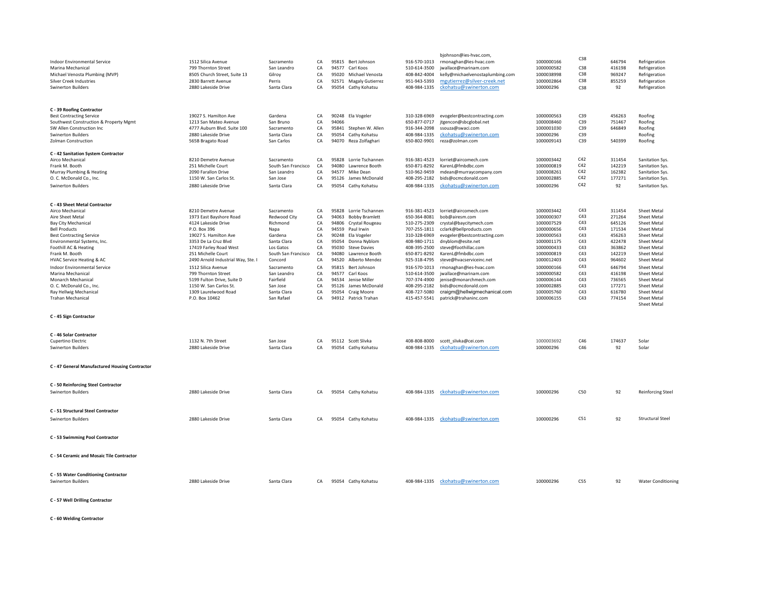| | | | | | | | | | | | |
|---|---|---|---|---|---|---|---|---|---|---|---|
| Indoor Environmental Service | 1512 Silica Avenue | Sacramento | CA | 95815 | Bert Johnson | 916-570-1013 | bjohnson@ies-hvac.com, rmonaghan@ies-hvac.com | 1000000166 | C38 | 646794 | Refrigeration |
| Marina Mechanical | 799 Thornton Street | San Leandro | CA | 94577 | Carl Koos | 510-614-3500 | jwallace@marinam.com | 1000000582 | C38 | 416198 | Refrigeration |
| Michael Venosta Plumbing (MVP) | 8505 Church Street, Suite 13 | Gilroy | CA | 95020 | Michael Venosta | 408-842-4004 | kelly@michaelvenostaplumbing.com | 1000038998 | C38 | 969247 | Refrigeration |
| Silver Creek Industries | 2830 Barrett Avenue | Perris | CA | 92571 | Magaly Gutierrez | 951-943-5393 | mgutierrez@silver-creek.net | 1000002864 | C38 | 855259 | Refrigeration |
| Swinerton Builders | 2880 Lakeside Drive | Santa Clara | CA | 95054 | Cathy Kohatsu | 408-984-1335 | ckohatsu@swinerton.com | 100000296 | C38 | 92 | Refrigeration |
| **C - 39 Roofing Contractor** | | | | | | | | | | | |
| Best Contracting Service | 19027 S. Hamilton Ave | Gardena | CA | 90248 | Ela Vogeler | 310-328-6969 | evogeler@bestcontracting.com | 1000000563 | C39 | 456263 | Roofing |
| Southwest Construction & Property Mgmt | 1213 San Mateo Avenue | San Bruno | CA | 94066 | | 650-877-0717 | jtgencon@sbcglobal.net | 1000008460 | C39 | 751467 | Roofing |
| SW Allen Construction Inc | 4777 Auburn Blvd. Suite 100 | Sacramento | CA | 95841 | Stephen W. Allen | 916-344-2098 | ssouza@swaci.com | 1000001030 | C39 | 646849 | Roofing |
| Swinerton Builders | 2880 Lakeside Drive | Santa Clara | CA | 95054 | Cathy Kohatsu | 408-984-1335 | ckohatsu@swinerton.com | 100000296 | C39 | | Roofing |
| Zolman Construction | 565B Bragato Road | San Carlos | CA | 94070 | Reza Zolfaghari | 650-802-9901 | reza@zolman.com | 1000009143 | C39 | 540399 | Roofing |
| **C - 42 Sanitation System Contractor** | | | | | | | | | | | |
| Airco Mechanical | 8210 Demetre Avenue | Sacramento | CA | 95828 | Lorrie Tschannen | 916-381-4523 | lorriet@aircomech.com | 1000003442 | C42 | 311454 | Sanitation Sys. |
| Frank M. Booth | 251 Michelle Court | South San Francisco | CA | 94080 | Lawrence Booth | 650-871-8292 | KarenL@fmbdbc.com | 1000000819 | C42 | 142219 | Sanitation Sys. |
| Murray Plumbing & Heating | 2090 Farallon Drive | San Leandro | CA | 94577 | Mike Dean | 510-962-9459 | mdean@murraycompany.com | 1000008261 | C42 | 162382 | Sanitation Sys. |
| O. C. McDonald Co., Inc. | 1150 W. San Carlos St. | San Jose | CA | 95126 | James McDonald | 408-295-2182 | bids@ocmcdonald.com | 1000002885 | C42 | 177271 | Sanitation Sys. |
| Swinerton Builders | 2880 Lakeside Drive | Santa Clara | CA | 95054 | Cathy Kohatsu | 408-984-1335 | ckohatsu@swinerton.com | 100000296 | C42 | 92 | Sanitation Sys. |
| **C - 43 Sheet Metal Contractor** | | | | | | | | | | | |
| Airco Mechanical | 8210 Demetre Avenue | Sacramento | CA | 95828 | Lorrie Tschannen | 916-381-4523 | lorriet@aircomech.com | 1000003442 | C43 | 311454 | Sheet Metal |
| Aire Sheet Metal | 1973 East Bayshore Road | Redwood City | CA | 94063 | Bobby Bramlett | 650-364-8081 | bob@airesm.com | 1000000307 | C43 | 271264 | Sheet Metal |
| Bay City Mechanical | 4124 Lakeside Drive | Richmond | CA | 94806 | Crystal Rougeau | 510-275-2309 | crystal@baycitymech.com | 1000007529 | C43 | 645126 | Sheet Metal |
| Bell Products | P.O. Box 396 | Napa | CA | 94559 | Paul Irwin | 707-255-1811 | cclark@bellproducts.com | 1000000656 | C43 | 171534 | Sheet Metal |
| Best Contracting Service | 19027 S. Hamilton Ave | Gardena | CA | 90248 | Ela Vogeler | 310-328-6969 | evogeler@bestcontracting.com | 1000000563 | C43 | 456263 | Sheet Metal |
| Environmental Systems, Inc. | 3353 De La Cruz Blvd | Santa Clara | CA | 95054 | Donna Nyblom | 408-980-1711 | dnyblom@esite.net | 1000001175 | C43 | 422478 | Sheet Metal |
| Foothill AC & Heating | 17419 Farley Road West | Los Gatos | CA | 95030 | Steve Davies | 408-395-2500 | steve@foothillac.com | 1000000433 | C43 | 363862 | Sheet Metal |
| Frank M. Booth | 251 Michelle Court | South San Francisco | CA | 94080 | Lawrence Booth | 650-871-8292 | KarenL@fmbdbc.com | 1000000819 | C43 | 142219 | Sheet Metal |
| HVAC Service Heating & AC | 2490 Arnold Industrial Way, Ste. I | Concord | CA | 94520 | Alberto Mendez | 925-318-4795 | steve@hvacserviceinc.net | 1000012403 | C43 | 964602 | Sheet Metal |
| Indoor Environmental Service | 1512 Silica Avenue | Sacramento | CA | 95815 | Bert Johnson | 916-570-1013 | rmonaghan@ies-hvac.com | 1000000166 | C43 | 646794 | Sheet Metal |
| Marina Mechanical | 799 Thornton Street | San Leandro | CA | 94577 | Carl Koos | 510-614-3500 | jwallace@marinam.com | 1000000582 | C43 | 416198 | Sheet Metal |
| Monarch Mechanical | 5199 Fulton Drive, Suite D | Fairfield | CA | 94534 | Jenise Miller | 707-374-4900 | jenise@monarchmech.com | 1000006144 | C43 | 736565 | Sheet Metal |
| O. C. McDonald Co., Inc. | 1150 W. San Carlos St. | San Jose | CA | 95126 | James McDonald | 408-295-2182 | bids@ocmcdonald.com | 1000002885 | C43 | 177271 | Sheet Metal |
| Ray Hellwig Mechanical | 1309 Laurelwood Road | Santa Clara | CA | 95054 | Craig Moore | 408-727-5080 | craigm@hellwigmechanical.com | 1000005760 | C43 | 616780 | Sheet Metal |
| Trahan Mechanical | P.O. Box 10462 | San Rafael | CA | 94912 | Patrick Trahan | 415-457-5541 | patrick@trahaninc.com | 1000006155 | C43 | 774154 | Sheet Metal |
| | | | | | | | | | | | Sheet Metal |
| **C - 45 Sign Contractor** | | | | | | | | | | | |
| **C - 46 Solar Contractor** | | | | | | | | | | | |
| Cupertino Electric | 1132 N. 7th Street | San Jose | CA | 95112 | Scott Slivka | 408-808-8000 | scott_slivka@cei.com | 1000003692 | C46 | 174637 | Solar |
| Swinerton Builders | 2880 Lakeside Drive | Santa Clara | CA | 95054 | Cathy Kohatsu | 408-984-1335 | ckohatsu@swinerton.com | 100000296 | C46 | 92 | Solar |
| **C - 47 General Manufactured Housing Contractor** | | | | | | | | | | | |
| **C - 50 Reinforcing Steel Contractor** | | | | | | | | | | | |
| Swinerton Builders | 2880 Lakeside Drive | Santa Clara | CA | 95054 | Cathy Kohatsu | 408-984-1335 | ckohatsu@swinerton.com | 100000296 | C50 | 92 | Reinforcing Steel |
| **C - 51 Structural Steel Contractor** | | | | | | | | | | | |
| Swinerton Builders | 2880 Lakeside Drive | Santa Clara | CA | 95054 | Cathy Kohatsu | 408-984-1335 | ckohatsu@swinerton.com | 100000296 | C51 | 92 | Structural Steel |
| **C - 53 Swimming Pool Contractor** | | | | | | | | | | | |
| **C - 54 Ceramic and Mosaic Tile Contractor** | | | | | | | | | | | |
| **C - 55 Water Conditioning Contractor** | | | | | | | | | | | |
| Swinerton Builders | 2880 Lakeside Drive | Santa Clara | CA | 95054 | Cathy Kohatsu | 408-984-1335 | ckohatsu@swinerton.com | 100000296 | C55 | 92 | Water Conditioning |
| **C - 57 Well Drilling Contractor** | | | | | | | | | | | |
| **C - 60 Welding Contractor** | | | | | | | | | | | |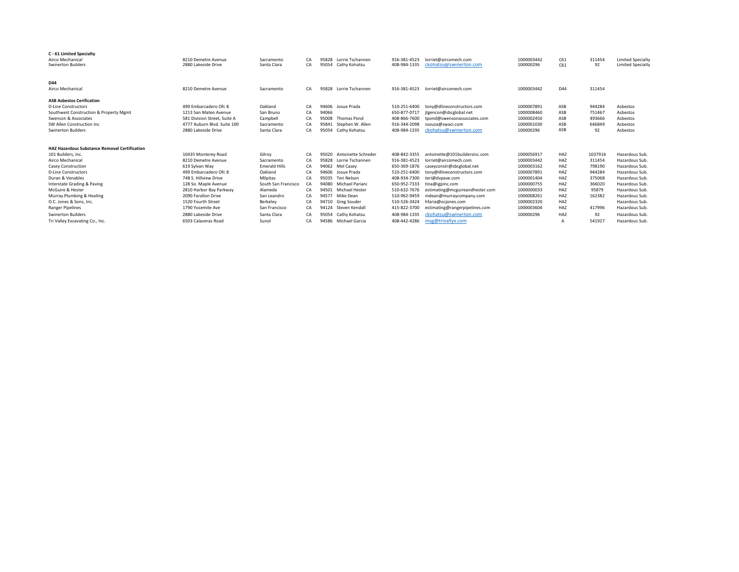| | | | | | | | | | | | |
|---|---|---|---|---|---|---|---|---|---|---|---|
| **C - 61 Limited Specialty** | | | | | | | | | | | |
| Airco Mechanical | 8210 Demetre Avenue | Sacramento | CA | 95828 | Lorrie Tschannen | 916-381-4523 | lorriet@aircomech.com | 1000003442 | C61 | 311454 | Limited Specialty |
| Swinerton Builders | 2880 Lakeside Drive | Santa Clara | CA | 95054 | Cathy Kohatsu | 408-984-1335 | ckohatsu@swinerton.com | 100000296 | C61 | 92 | Limited Specialty |
| | | | | | | | | | | | |
| **D44** | | | | | | | | | | | |
| Airco Mechanical | 8210 Demetre Avenue | Sacramento | CA | 95828 | Lorrie Tschannen | 916-381-4523 | lorriet@aircomech.com | 1000003442 | D44 | 311454 | |
| | | | | | | | | | | | |
| **ASB Asbestos Cerification** | | | | | | | | | | | |
| D-Line Constructors | 499 Embarcadero Ofc 8 | Oakland | CA | 94606 | Josue Prada | 510-251-6400 | tony@dlineconstructors.com | 1000007891 | ASB | 944284 | Asbestos |
| Southwest Construction & Property Mgmt | 1213 San Mateo Avenue | San Bruno | CA | 94066 | | 650-877-0717 | jtgencon@sbcglobal.net | 1000008460 | ASB | 751467 | Asbestos |
| Swenson & Associates | 581 Division Street, Suite A | Campbell | CA | 95008 | Thomas Pond | 408-866-7600 | tpond@swensonassociates.com | 1000002450 | ASB | 493666 | Asbestos |
| SW Allen Construction Inc | 4777 Auburn Blvd. Suite 100 | Sacramento | CA | 95841 | Stephen W. Allen | 916-344-2098 | ssouza@swaci.com | 1000001030 | ASB | 646849 | Asbestos |
| Swinerton Builders | 2880 Lakeside Drive | Santa Clara | CA | 95054 | Cathy Kohatsu | 408-984-1335 | ckohatsu@swinerton.com | 100000296 | ASB | 92 | Asbestos |
| | | | | | | | | | | | |
| **HAZ Hazardous Substance Removal Certification** | | | | | | | | | | | |
| 101 Builders, Inc. | 10435 Monterey Road | Gilroy | CA | 95020 | Antoinette Schreder | 408-842-3355 | antoinette@101buildersinc.com | 1000056917 | HAZ | 1037916 | Hazardous Sub. |
| Airco Mechanical | 8210 Demetre Avenue | Sacramento | CA | 95828 | Lorrie Tschannen | 916-381-4523 | lorriet@aircomech.com | 1000003442 | HAZ | 311454 | Hazardous Sub. |
| Casey Construction | 619 Sylvan Way | Emerald Hills | CA | 94062 | Mel Casey | 650-369-1876 | caseyconstr@sbcglobal.net | 1000003162 | HAZ | 798190 | Hazardous Sub. |
| D-Line Constructors | 499 Embarcadero Ofc 8 | Oakland | CA | 94606 | Josue Prada | 510-251-6400 | tony@dlineconstructors.com | 1000007891 | HAZ | 944284 | Hazardous Sub. |
| Duran & Venables | 748 S. Hillview Drive | Milpitas | CA | 95035 | Teri Nelson | 408-934-7300 | teri@dvpave.com | 1000001404 | HAZ | 375068 | Hazardous Sub. |
| Interstate Grading & Paving | 128 So. Maple Avenue | South San Francisco | CA | 94080 | Michael Pariani | 650-952-7333 | tina@igpinc.com | 1000000755 | HAZ | 366020 | Hazardous Sub. |
| McGuire & Hester | 2810 Harbor Bay Parkway | Alameda | CA | 94501 | Michael Hester | 510-632-7676 | estimating@mcguireandhester.com | 1000000033 | HAZ | 95879 | Hazardous Sub. |
| Murray Plumbing & Heating | 2090 Farallon Drive | San Leandro | CA | 94577 | Mike Dean | 510-962-9459 | mdean@murraycompany.com | 1000008261 | HAZ | 162382 | Hazardous Sub. |
| O.C. Jones & Sons, Inc. | 1520 Fourth Street | Berkeley | CA | 94710 | Greg Souder | 510-526-3424 | hfaria@ocjones.com | 1000002320 | HAZ | | Hazardous Sub. |
| Ranger Pipelines | 1790 Yosemite Ave | San Francisco | CA | 94124 | Steven Kendall | 415-822-3700 | estimating@rangerpipelines.com | 1000003604 | HAZ | 417996 | Hazardous Sub. |
| Swinerton Builders | 2880 Lakeside Drive | Santa Clara | CA | 95054 | Cathy Kohatsu | 408-984-1335 | ckohatsu@swinerton.com | 100000296 | HAZ | 92 | Hazardous Sub. |
| Tri Valley Excavating Co., Inc. | 6503 Calaveras Road | Sunol | CA | 94586 | Michael Garcia | 408-442-4286 | msg@trivallyx.com | | A | 541927 | Hazardous Sub. |